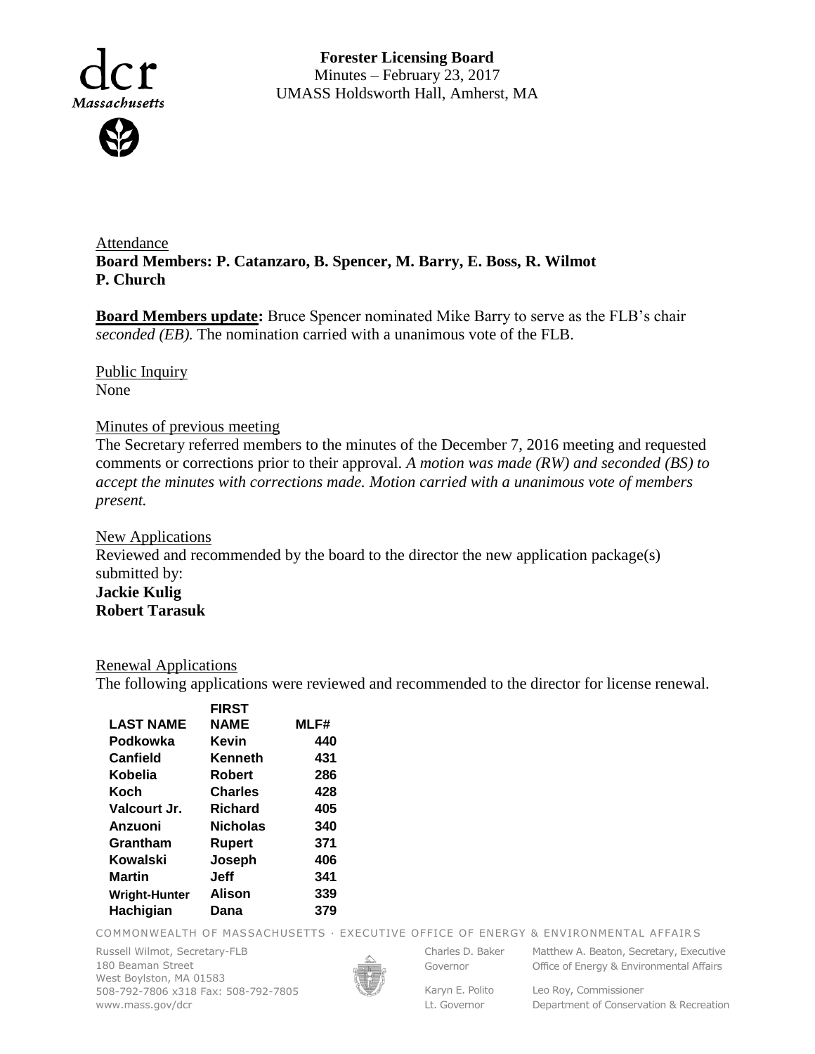**Forester Licensing Board**
Minutes – February 23, 2017
UMASS Holdsworth Hall, Amherst, MA

Attendance
**Board Members: P. Catanzaro, B. Spencer, M. Barry, E. Boss, R. Wilmot P. Church**

**Board Members update:** Bruce Spencer nominated Mike Barry to serve as the FLB's chair *seconded (EB).* The nomination carried with a unanimous vote of the FLB.

Public Inquiry
None

Minutes of previous meeting
The Secretary referred members to the minutes of the December 7, 2016 meeting and requested comments or corrections prior to their approval. *A motion was made (RW) and seconded (BS) to accept the minutes with corrections made. Motion carried with a unanimous vote of members present.*

New Applications
Reviewed and recommended by the board to the director the new application package(s) submitted by:
**Jackie Kulig**
**Robert Tarasuk**

Renewal Applications
The following applications were reviewed and recommended to the director for license renewal.

| LAST NAME | FIRST NAME | MLF# |
|---|---|---|
| Podkowka | Kevin | 440 |
| Canfield | Kenneth | 431 |
| Kobelia | Robert | 286 |
| Koch | Charles | 428 |
| Valcourt Jr. | Richard | 405 |
| Anzuoni | Nicholas | 340 |
| Grantham | Rupert | 371 |
| Kowalski | Joseph | 406 |
| Martin | Jeff | 341 |
| Wright-Hunter | Alison | 339 |
| Hachigian | Dana | 379 |

COMMONWEALTH OF MASSACHUSETTS · EXECUTIVE OFFICE OF ENERGY & ENVIRONMENTAL AFFAIRS

Russell Wilmot, Secretary-FLB
180 Beaman Street
West Boylston, MA 01583
508-792-7806 x318 Fax: 508-792-7805
www.mass.gov/dcr

Charles D. Baker, Governor
Karyn E. Polito, Lt. Governor

Matthew A. Beaton, Secretary, Executive Office of Energy & Environmental Affairs
Leo Roy, Commissioner, Department of Conservation & Recreation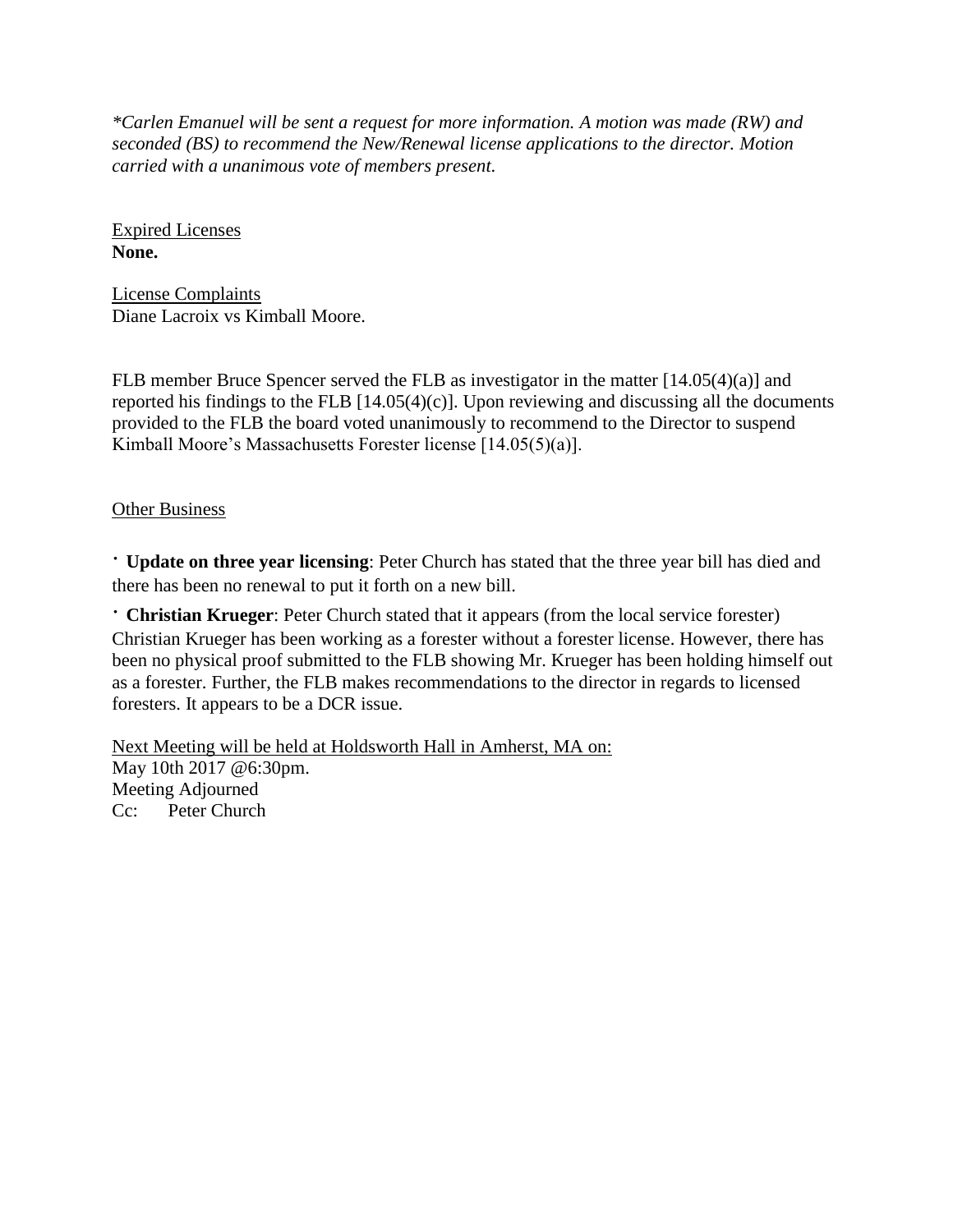*\*Carlen Emanuel will be sent a request for more information. A motion was made (RW) and seconded (BS) to recommend the New/Renewal license applications to the director. Motion carried with a unanimous vote of members present.*

<u>Expired Licenses</u>
**None.**

<u>License Complaints</u>
Diane Lacroix vs Kimball Moore.

FLB member Bruce Spencer served the FLB as investigator in the matter [14.05(4)(a)] and reported his findings to the FLB [14.05(4)(c)]. Upon reviewing and discussing all the documents provided to the FLB the board voted unanimously to recommend to the Director to suspend Kimball Moore's Massachusetts Forester license [14.05(5)(a)].

<u>Other Business</u>

- **Update on three year licensing**: Peter Church has stated that the three year bill has died and there has been no renewal to put it forth on a new bill.
- **Christian Krueger**: Peter Church stated that it appears (from the local service forester) Christian Krueger has been working as a forester without a forester license. However, there has been no physical proof submitted to the FLB showing Mr. Krueger has been holding himself out as a forester. Further, the FLB makes recommendations to the director in regards to licensed foresters. It appears to be a DCR issue.

<u>Next Meeting will be held at Holdsworth Hall in Amherst, MA on:</u>
May 10th 2017 @6:30pm.
Meeting Adjourned
Cc: Peter Church